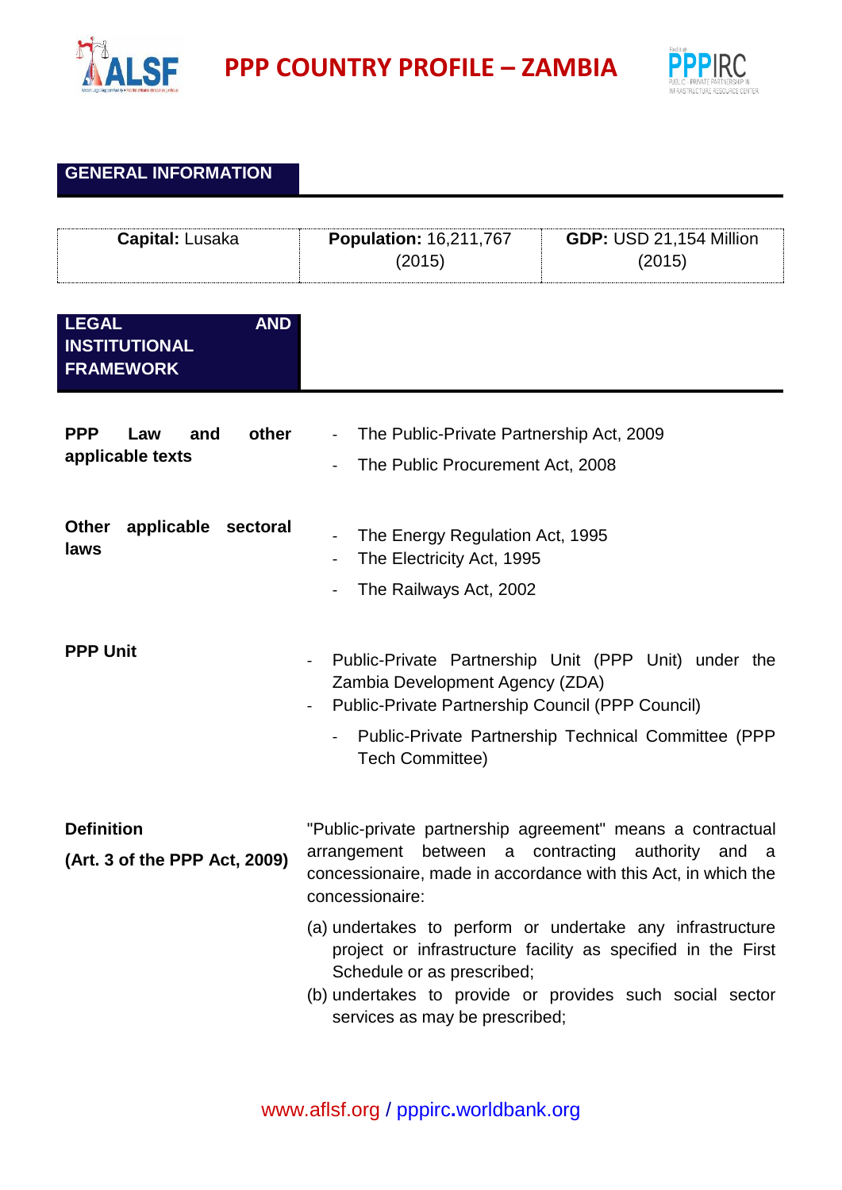# PPP COUNTRY PROFILE – ZAMBIA

## GENERAL INFORMATION

| **Capital:** Lusaka | **Population:** 16,211,767 (2015) | **GDP:** USD 21,154 Million (2015) |
|---|---|---|

## LEGAL AND INSTITUTIONAL FRAMEWORK

| | |
|---|---|
| **PPP Law and other applicable texts** | - The Public-Private Partnership Act, 2009<br>- The Public Procurement Act, 2008 |
| **Other applicable sectoral laws** | - The Energy Regulation Act, 1995<br>- The Electricity Act, 1995<br>- The Railways Act, 2002 |
| **PPP Unit** | - Public-Private Partnership Unit (PPP Unit) under the Zambia Development Agency (ZDA)<br>- Public-Private Partnership Council (PPP Council)<br>&nbsp;&nbsp;&nbsp;&nbsp;- Public-Private Partnership Technical Committee (PPP Tech Committee) |
| **Definition**<br>**(Art. 3 of the PPP Act, 2009)** | "Public-private partnership agreement" means a contractual arrangement between a contracting authority and a concessionaire, made in accordance with this Act, in which the concessionaire:<br>(a) undertakes to perform or undertake any infrastructure project or infrastructure facility as specified in the First Schedule or as prescribed;<br>(b) undertakes to provide or provides such social sector services as may be prescribed; |

www.aflsf.org / pppirc.worldbank.org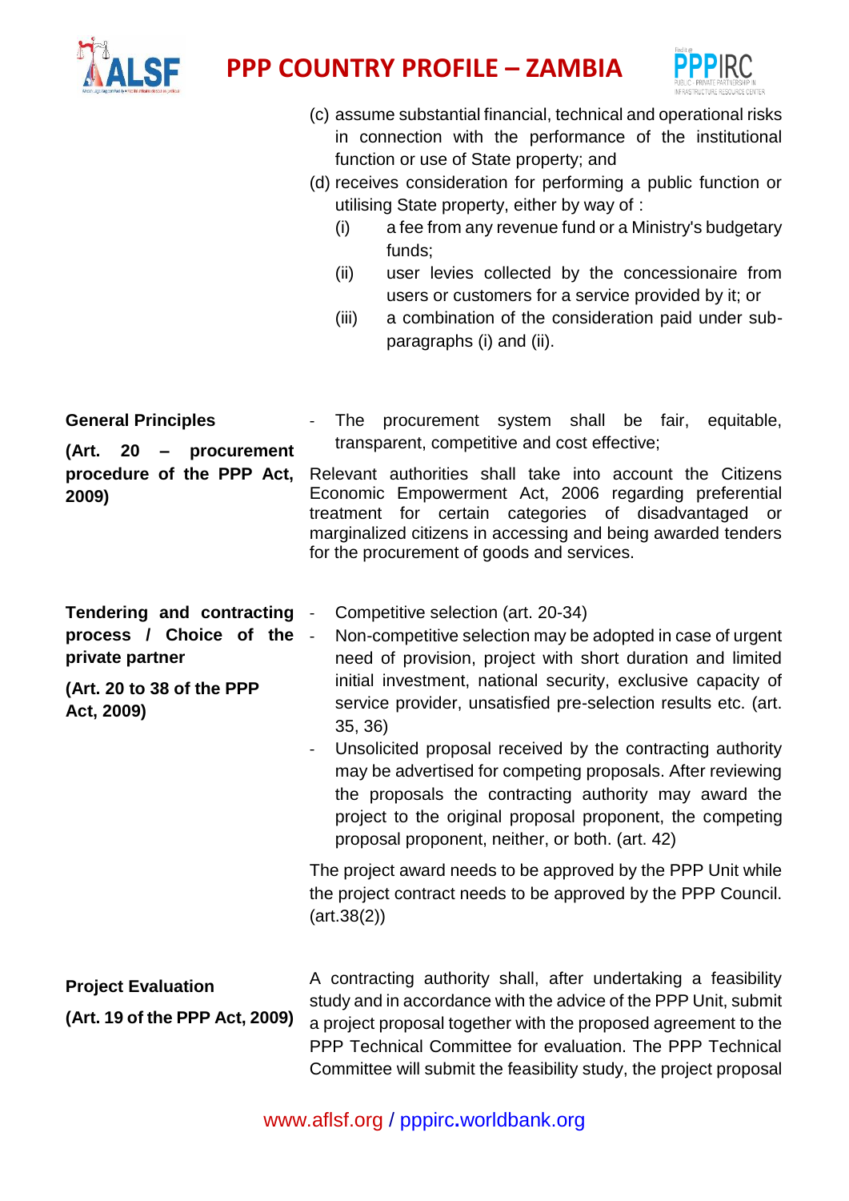(c) assume substantial financial, technical and operational risks in connection with the performance of the institutional function or use of State property; and

(d) receives consideration for performing a public function or utilising State property, either by way of :

   (i) a fee from any revenue fund or a Ministry's budgetary funds;

   (ii) user levies collected by the concessionaire from users or customers for a service provided by it; or

   (iii) a combination of the consideration paid under sub-paragraphs (i) and (ii).

| | |
|---|---|
| **General Principles**<br><br>**(Art. 20 – procurement procedure of the PPP Act, 2009)** | - The procurement system shall be fair, equitable, transparent, competitive and cost effective;<br><br>Relevant authorities shall take into account the Citizens Economic Empowerment Act, 2006 regarding preferential treatment for certain categories of disadvantaged or marginalized citizens in accessing and being awarded tenders for the procurement of goods and services. |
| **Tendering and contracting process / Choice of the private partner**<br><br>**(Art. 20 to 38 of the PPP Act, 2009)** | - Competitive selection (art. 20-34)<br>- Non-competitive selection may be adopted in case of urgent need of provision, project with short duration and limited initial investment, national security, exclusive capacity of service provider, unsatisfied pre-selection results etc. (art. 35, 36)<br>- Unsolicited proposal received by the contracting authority may be advertised for competing proposals. After reviewing the proposals the contracting authority may award the project to the original proposal proponent, the competing proposal proponent, neither, or both. (art. 42)<br><br>The project award needs to be approved by the PPP Unit while the project contract needs to be approved by the PPP Council. (art.38(2)) |
| **Project Evaluation**<br><br>**(Art. 19 of the PPP Act, 2009)** | A contracting authority shall, after undertaking a feasibility study and in accordance with the advice of the PPP Unit, submit a project proposal together with the proposed agreement to the PPP Technical Committee for evaluation. The PPP Technical Committee will submit the feasibility study, the project proposal |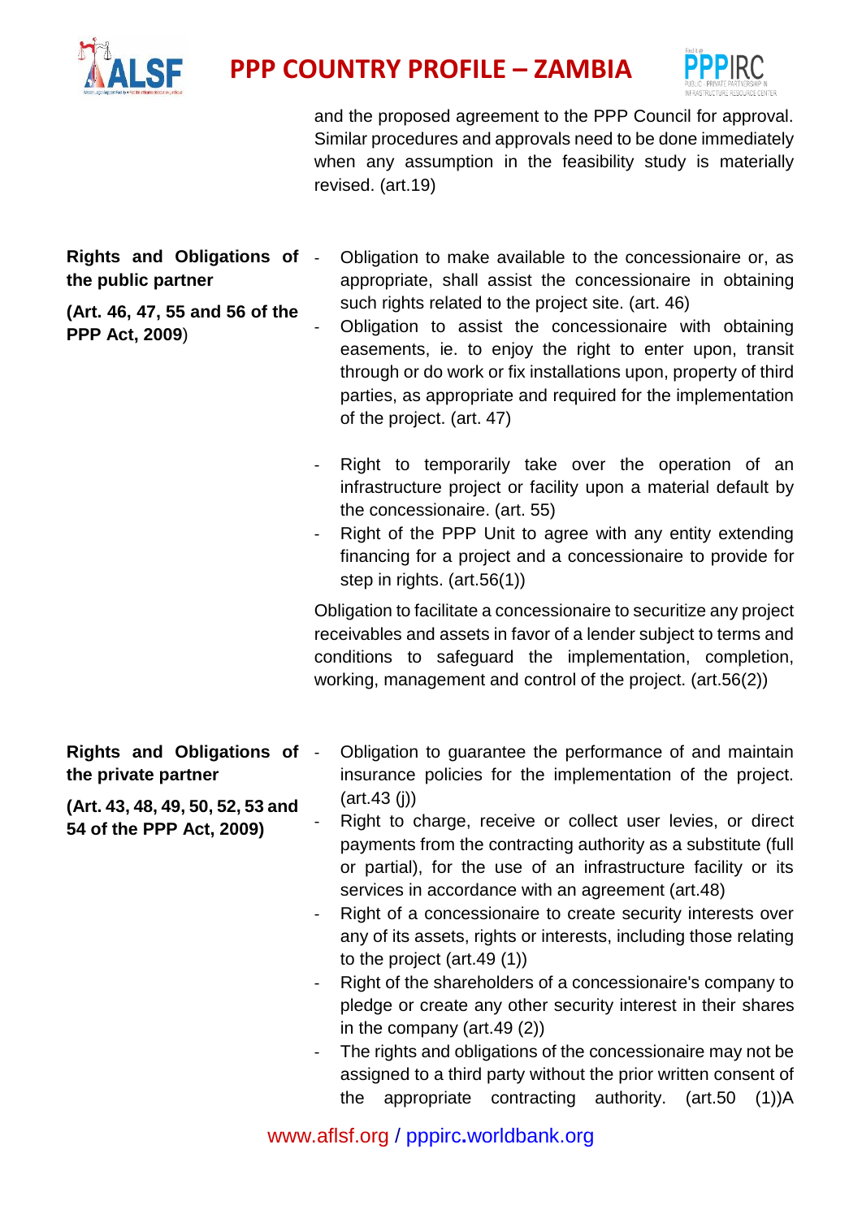| | |
|---|---|
| | and the proposed agreement to the PPP Council for approval. Similar procedures and approvals need to be done immediately when any assumption in the feasibility study is materially revised. (art.19) |
| **Rights and Obligations of the public partner**<br><br>**(Art. 46, 47, 55 and 56 of the PPP Act, 2009)** | - Obligation to make available to the concessionaire or, as appropriate, shall assist the concessionaire in obtaining such rights related to the project site. (art. 46)<br>- Obligation to assist the concessionaire with obtaining easements, ie. to enjoy the right to enter upon, transit through or do work or fix installations upon, property of third parties, as appropriate and required for the implementation of the project. (art. 47)<br><br>- Right to temporarily take over the operation of an infrastructure project or facility upon a material default by the concessionaire. (art. 55)<br>- Right of the PPP Unit to agree with any entity extending financing for a project and a concessionaire to provide for step in rights. (art.56(1))<br><br>Obligation to facilitate a concessionaire to securitize any project receivables and assets in favor of a lender subject to terms and conditions to safeguard the implementation, completion, working, management and control of the project. (art.56(2)) |
| **Rights and Obligations of the private partner**<br><br>**(Art. 43, 48, 49, 50, 52, 53 and 54 of the PPP Act, 2009)** | - Obligation to guarantee the performance of and maintain insurance policies for the implementation of the project. (art.43 (j))<br>- Right to charge, receive or collect user levies, or direct payments from the contracting authority as a substitute (full or partial), for the use of an infrastructure facility or its services in accordance with an agreement (art.48)<br>- Right of a concessionaire to create security interests over any of its assets, rights or interests, including those relating to the project (art.49 (1))<br>- Right of the shareholders of a concessionaire's company to pledge or create any other security interest in their shares in the company (art.49 (2))<br>- The rights and obligations of the concessionaire may not be assigned to a third party without the prior written consent of the appropriate contracting authority. (art.50 (1))A |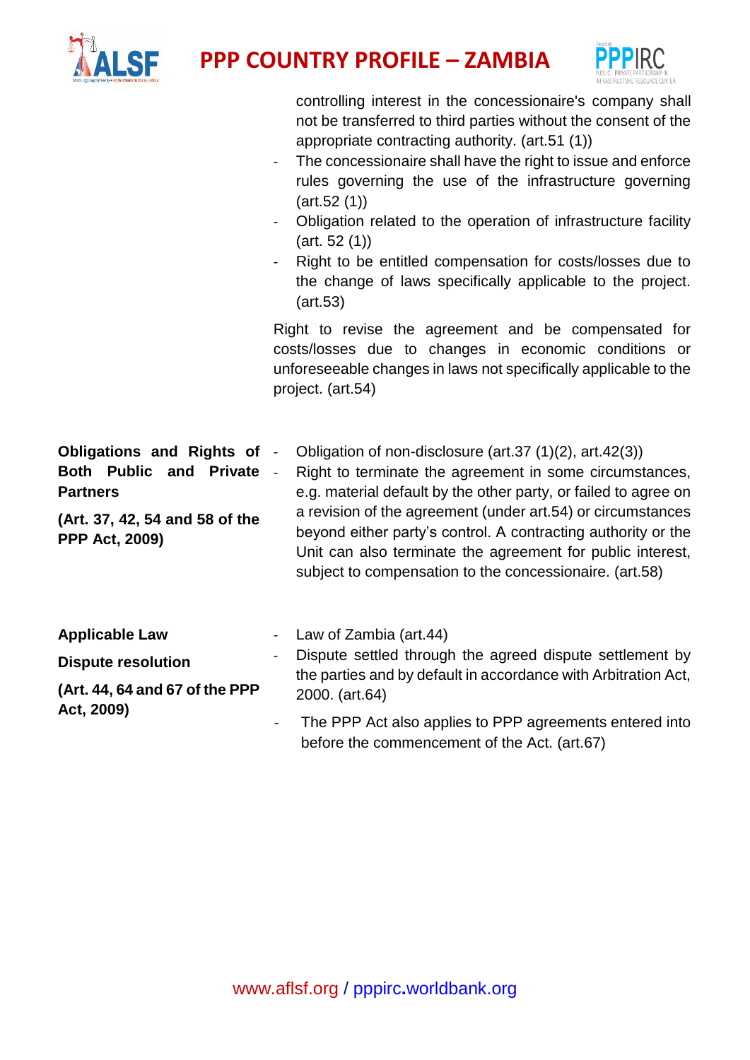| | |
|---|---|
| | - controlling interest in the concessionaire's company shall not be transferred to third parties without the consent of the appropriate contracting authority. (art.51 (1))<br>- The concessionaire shall have the right to issue and enforce rules governing the use of the infrastructure governing (art.52 (1))<br>- Obligation related to the operation of infrastructure facility (art. 52 (1))<br>- Right to be entitled compensation for costs/losses due to the change of laws specifically applicable to the project. (art.53)<br><br>Right to revise the agreement and be compensated for costs/losses due to changes in economic conditions or unforeseeable changes in laws not specifically applicable to the project. (art.54) |
| **Obligations and Rights of Both Public and Private Partners**<br><br>**(Art. 37, 42, 54 and 58 of the PPP Act, 2009)** | - Obligation of non-disclosure (art.37 (1)(2), art.42(3))<br>- Right to terminate the agreement in some circumstances, e.g. material default by the other party, or failed to agree on a revision of the agreement (under art.54) or circumstances beyond either party's control. A contracting authority or the Unit can also terminate the agreement for public interest, subject to compensation to the concessionaire. (art.58) |
| **Applicable Law**<br><br>**Dispute resolution**<br><br>**(Art. 44, 64 and 67 of the PPP Act, 2009)** | - Law of Zambia (art.44)<br>- Dispute settled through the agreed dispute settlement by the parties and by default in accordance with Arbitration Act, 2000. (art.64)<br>- The PPP Act also applies to PPP agreements entered into before the commencement of the Act. (art.67) |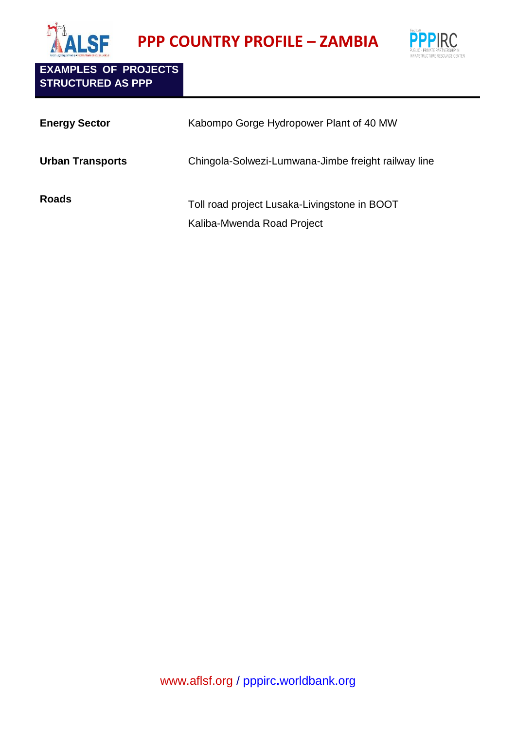## EXAMPLES OF PROJECTS STRUCTURED AS PPP

| | |
|---|---|
| **Energy Sector** | Kabompo Gorge Hydropower Plant of 40 MW |
| **Urban Transports** | Chingola-Solwezi-Lumwana-Jimbe freight railway line |
| **Roads** | Toll road project Lusaka-Livingstone in BOOT<br>Kaliba-Mwenda Road Project |